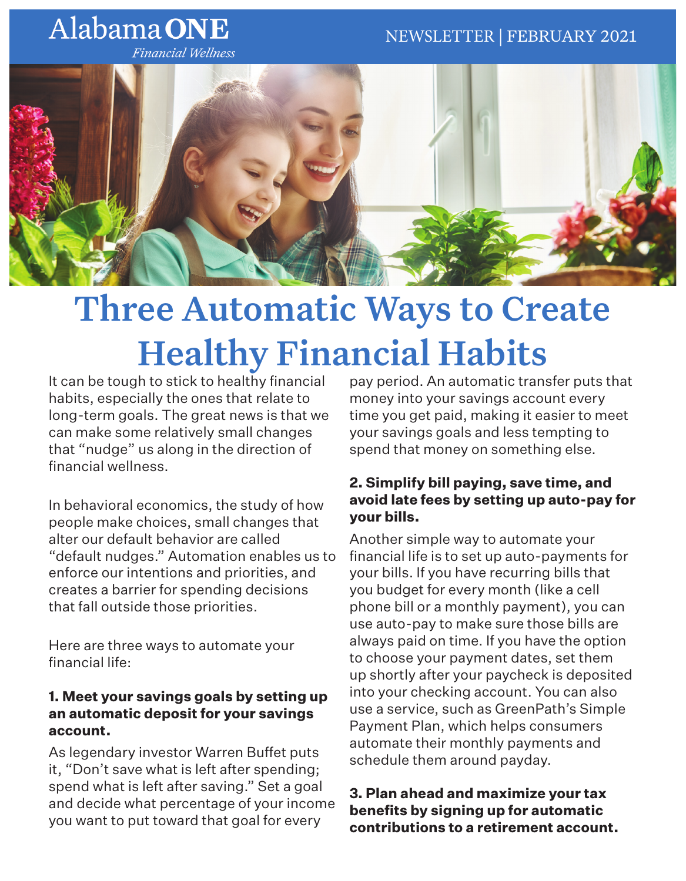Alabama ONE *Financial Wellness*

NEWSLETTER | FEBRUARY 2021

# Three Automatic Ways to Create Healthy Financial Habits

It can be tough to stick to healthy financial habits, especially the ones that relate to long-term goals. The great news is that we can make some relatively small changes that "nudge" us along in the direction of financial wellness.

In behavioral economics, the study of how people make choices, small changes that alter our default behavior are called "default nudges." Automation enables us to enforce our intentions and priorities, and creates a barrier for spending decisions that fall outside those priorities.

Here are three ways to automate your financial life:

**1. Meet your savings goals by setting up an automatic deposit for your savings account.**

As legendary investor Warren Buffet puts it, "Don't save what is left after spending; spend what is left after saving." Set a goal and decide what percentage of your income you want to put toward that goal for every pay period. An automatic transfer puts that money into your savings account every time you get paid, making it easier to meet your savings goals and less tempting to spend that money on something else.

**2. Simplify bill paying, save time, and avoid late fees by setting up auto-pay for your bills.**

Another simple way to automate your financial life is to set up auto-payments for your bills. If you have recurring bills that you budget for every month (like a cell phone bill or a monthly payment), you can use auto-pay to make sure those bills are always paid on time. If you have the option to choose your payment dates, set them up shortly after your paycheck is deposited into your checking account. You can also use a service, such as GreenPath's Simple Payment Plan, which helps consumers automate their monthly payments and schedule them around payday.

**3. Plan ahead and maximize your tax benefits by signing up for automatic contributions to a retirement account.**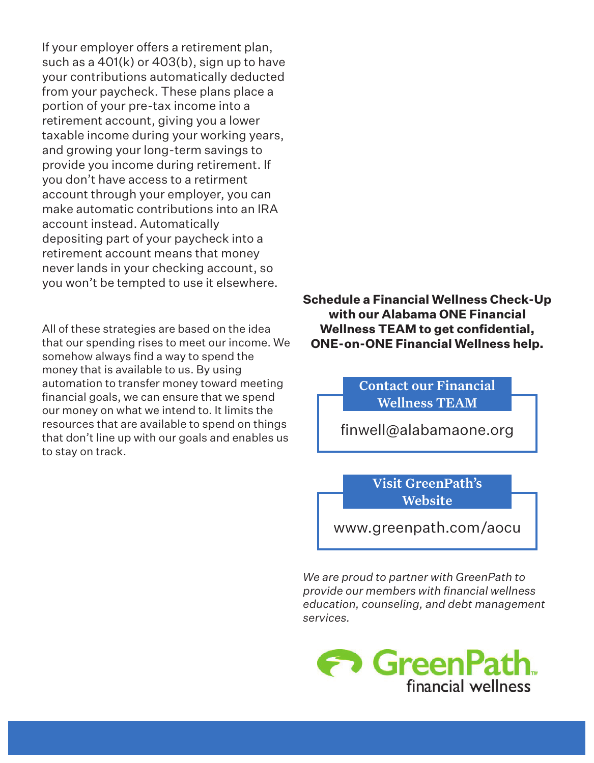If your employer offers a retirement plan, such as a 401(k) or 403(b), sign up to have your contributions automatically deducted from your paycheck. These plans place a portion of your pre-tax income into a retirement account, giving you a lower taxable income during your working years, and growing your long-term savings to provide you income during retirement. If you don't have access to a retirment account through your employer, you can make automatic contributions into an IRA account instead. Automatically depositing part of your paycheck into a retirement account means that money never lands in your checking account, so you won't be tempted to use it elsewhere.

All of these strategies are based on the idea that our spending rises to meet our income. We somehow always find a way to spend the money that is available to us. By using automation to transfer money toward meeting financial goals, we can ensure that we spend our money on what we intend to. It limits the resources that are available to spend on things that don't line up with our goals and enables us to stay on track.

**Schedule a Financial Wellness Check-Up with our Alabama ONE Financial Wellness TEAM to get confidential, ONE-on-ONE Financial Wellness help.**

**Contact our Financial Wellness TEAM**

finwell@alabamaone.org

**Visit GreenPath's Website**

www.greenpath.com/aocu

*We are proud to partner with GreenPath to provide our members with financial wellness education, counseling, and debt management services.*

GreenPath™ financial wellness